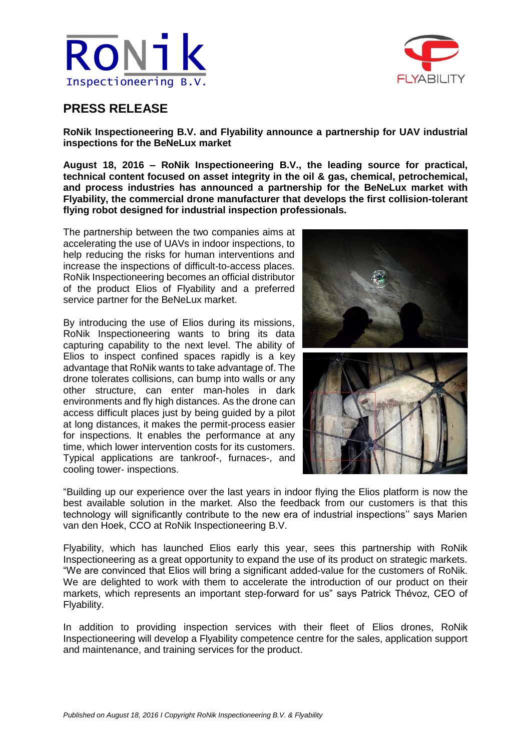RoNik Inspectioneering B.V.

FLYABILITY

## PRESS RELEASE

**RoNik Inspectioneering B.V. and Flyability announce a partnership for UAV industrial inspections for the BeNeLux market**

**August 18, 2016 – RoNik Inspectioneering B.V., the leading source for practical, technical content focused on asset integrity in the oil & gas, chemical, petrochemical, and process industries has announced a partnership for the BeNeLux market with Flyability, the commercial drone manufacturer that develops the first collision-tolerant flying robot designed for industrial inspection professionals.**

The partnership between the two companies aims at accelerating the use of UAVs in indoor inspections, to help reducing the risks for human interventions and increase the inspections of difficult-to-access places. RoNik Inspectioneering becomes an official distributor of the product Elios of Flyability and a preferred service partner for the BeNeLux market.

By introducing the use of Elios during its missions, RoNik Inspectioneering wants to bring its data capturing capability to the next level. The ability of Elios to inspect confined spaces rapidly is a key advantage that RoNik wants to take advantage of. The drone tolerates collisions, can bump into walls or any other structure, can enter man-holes in dark environments and fly high distances. As the drone can access difficult places just by being guided by a pilot at long distances, it makes the permit-process easier for inspections. It enables the performance at any time, which lower intervention costs for its customers. Typical applications are tankroof-, furnaces-, and cooling tower- inspections.

"Building up our experience over the last years in indoor flying the Elios platform is now the best available solution in the market. Also the feedback from our customers is that this technology will significantly contribute to the new era of industrial inspections'' says Marien van den Hoek, CCO at RoNik Inspectioneering B.V.

Flyability, which has launched Elios early this year, sees this partnership with RoNik Inspectioneering as a great opportunity to expand the use of its product on strategic markets. "We are convinced that Elios will bring a significant added-value for the customers of RoNik. We are delighted to work with them to accelerate the introduction of our product on their markets, which represents an important step-forward for us" says Patrick Thévoz, CEO of Flyability.

In addition to providing inspection services with their fleet of Elios drones, RoNik Inspectioneering will develop a Flyability competence centre for the sales, application support and maintenance, and training services for the product.

*Published on August 18, 2016 I Copyright RoNik Inspectioneering B.V. & Flyability*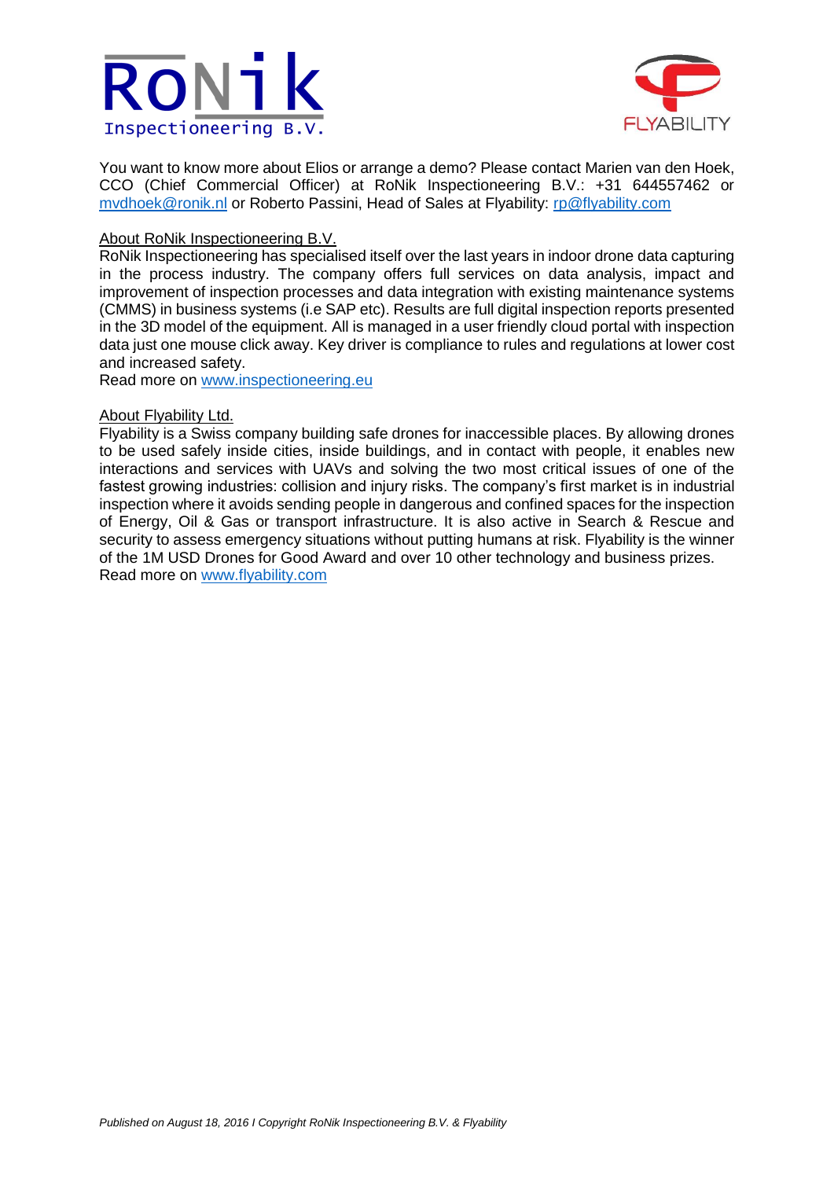RoNik Inspectioneering B.V.

FLYABILITY

You want to know more about Elios or arrange a demo? Please contact Marien van den Hoek, CCO (Chief Commercial Officer) at RoNik Inspectioneering B.V.: +31 644557462 or mvdhoek@ronik.nl or Roberto Passini, Head of Sales at Flyability: rp@flyability.com

About RoNik Inspectioneering B.V.

RoNik Inspectioneering has specialised itself over the last years in indoor drone data capturing in the process industry. The company offers full services on data analysis, impact and improvement of inspection processes and data integration with existing maintenance systems (CMMS) in business systems (i.e SAP etc). Results are full digital inspection reports presented in the 3D model of the equipment. All is managed in a user friendly cloud portal with inspection data just one mouse click away. Key driver is compliance to rules and regulations at lower cost and increased safety.
Read more on www.inspectioneering.eu

About Flyability Ltd.

Flyability is a Swiss company building safe drones for inaccessible places. By allowing drones to be used safely inside cities, inside buildings, and in contact with people, it enables new interactions and services with UAVs and solving the two most critical issues of one of the fastest growing industries: collision and injury risks. The company's first market is in industrial inspection where it avoids sending people in dangerous and confined spaces for the inspection of Energy, Oil & Gas or transport infrastructure. It is also active in Search & Rescue and security to assess emergency situations without putting humans at risk. Flyability is the winner of the 1M USD Drones for Good Award and over 10 other technology and business prizes.
Read more on www.flyability.com

*Published on August 18, 2016 I Copyright RoNik Inspectioneering B.V. & Flyability*